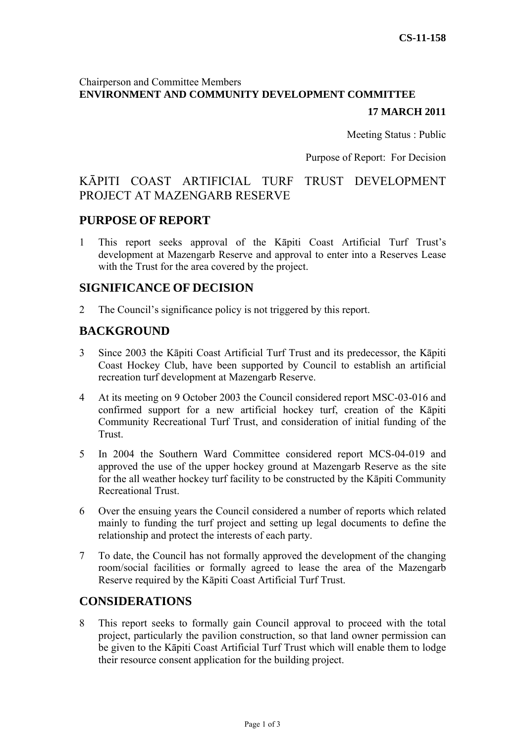**CS-11-158**

Chairperson and Committee Members
**ENVIRONMENT AND COMMUNITY DEVELOPMENT COMMITTEE**

**17 MARCH 2011**

Meeting Status : Public

Purpose of Report: For Decision

# KĀPITI COAST ARTIFICIAL TURF TRUST DEVELOPMENT PROJECT AT MAZENGARB RESERVE

## PURPOSE OF REPORT

1 This report seeks approval of the Kāpiti Coast Artificial Turf Trust's development at Mazengarb Reserve and approval to enter into a Reserves Lease with the Trust for the area covered by the project.

## SIGNIFICANCE OF DECISION

2 The Council's significance policy is not triggered by this report.

## BACKGROUND

3 Since 2003 the Kāpiti Coast Artificial Turf Trust and its predecessor, the Kāpiti Coast Hockey Club, have been supported by Council to establish an artificial recreation turf development at Mazengarb Reserve.

4 At its meeting on 9 October 2003 the Council considered report MSC-03-016 and confirmed support for a new artificial hockey turf, creation of the Kāpiti Community Recreational Turf Trust, and consideration of initial funding of the Trust.

5 In 2004 the Southern Ward Committee considered report MCS-04-019 and approved the use of the upper hockey ground at Mazengarb Reserve as the site for the all weather hockey turf facility to be constructed by the Kāpiti Community Recreational Trust.

6 Over the ensuing years the Council considered a number of reports which related mainly to funding the turf project and setting up legal documents to define the relationship and protect the interests of each party.

7 To date, the Council has not formally approved the development of the changing room/social facilities or formally agreed to lease the area of the Mazengarb Reserve required by the Kāpiti Coast Artificial Turf Trust.

## CONSIDERATIONS

8 This report seeks to formally gain Council approval to proceed with the total project, particularly the pavilion construction, so that land owner permission can be given to the Kāpiti Coast Artificial Turf Trust which will enable them to lodge their resource consent application for the building project.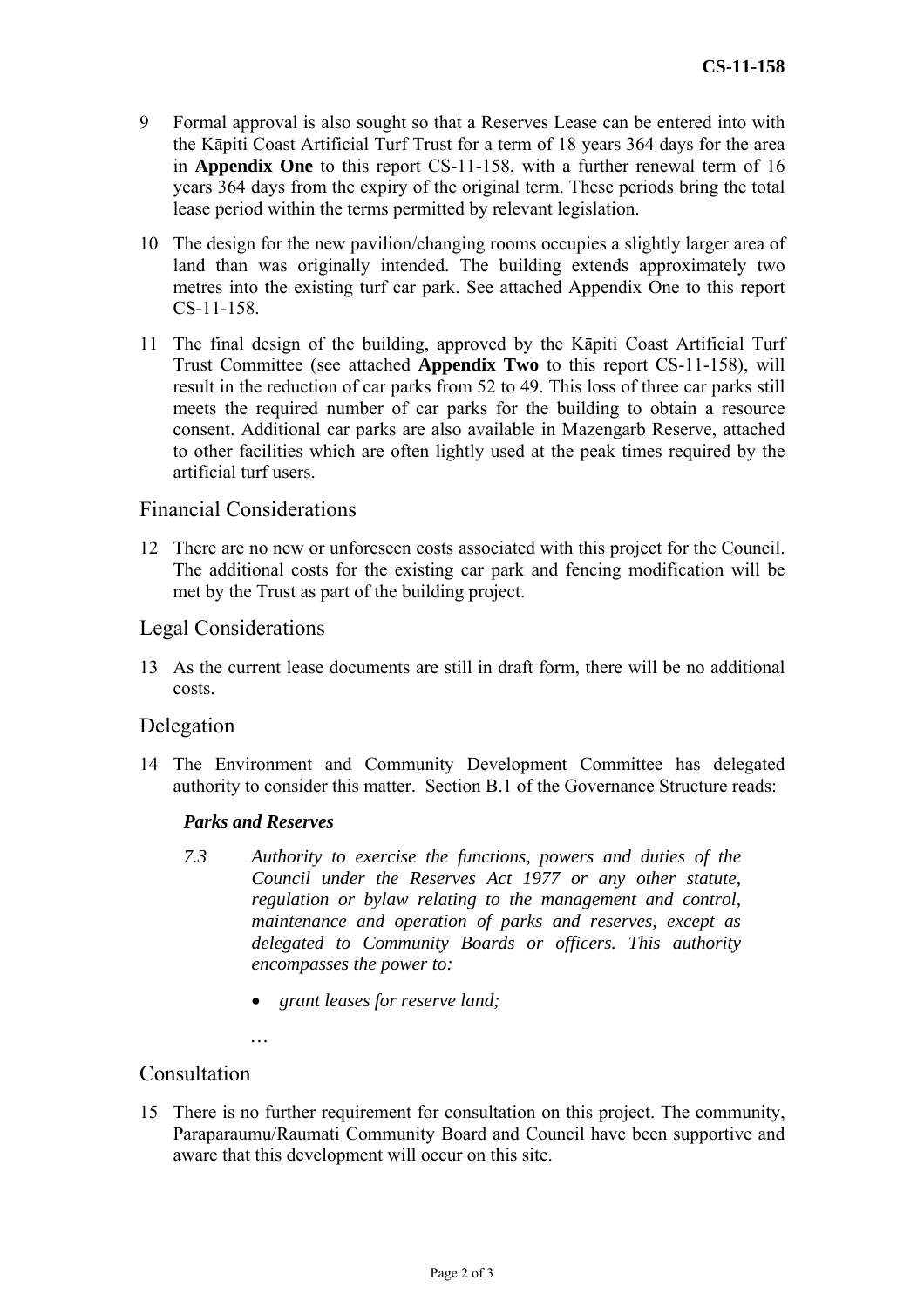9 Formal approval is also sought so that a Reserves Lease can be entered into with the Kāpiti Coast Artificial Turf Trust for a term of 18 years 364 days for the area in **Appendix One** to this report CS-11-158, with a further renewal term of 16 years 364 days from the expiry of the original term. These periods bring the total lease period within the terms permitted by relevant legislation.

10 The design for the new pavilion/changing rooms occupies a slightly larger area of land than was originally intended. The building extends approximately two metres into the existing turf car park. See attached Appendix One to this report CS-11-158.

11 The final design of the building, approved by the Kāpiti Coast Artificial Turf Trust Committee (see attached **Appendix Two** to this report CS-11-158), will result in the reduction of car parks from 52 to 49. This loss of three car parks still meets the required number of car parks for the building to obtain a resource consent. Additional car parks are also available in Mazengarb Reserve, attached to other facilities which are often lightly used at the peak times required by the artificial turf users.

## Financial Considerations

12 There are no new or unforeseen costs associated with this project for the Council. The additional costs for the existing car park and fencing modification will be met by the Trust as part of the building project.

## Legal Considerations

13 As the current lease documents are still in draft form, there will be no additional costs.

## Delegation

14 The Environment and Community Development Committee has delegated authority to consider this matter. Section B.1 of the Governance Structure reads:

***Parks and Reserves***

*7.3 Authority to exercise the functions, powers and duties of the Council under the Reserves Act 1977 or any other statute, regulation or bylaw relating to the management and control, maintenance and operation of parks and reserves, except as delegated to Community Boards or officers. This authority encompasses the power to:*

- *grant leases for reserve land;*

…

## Consultation

15 There is no further requirement for consultation on this project. The community, Paraparaumu/Raumati Community Board and Council have been supportive and aware that this development will occur on this site.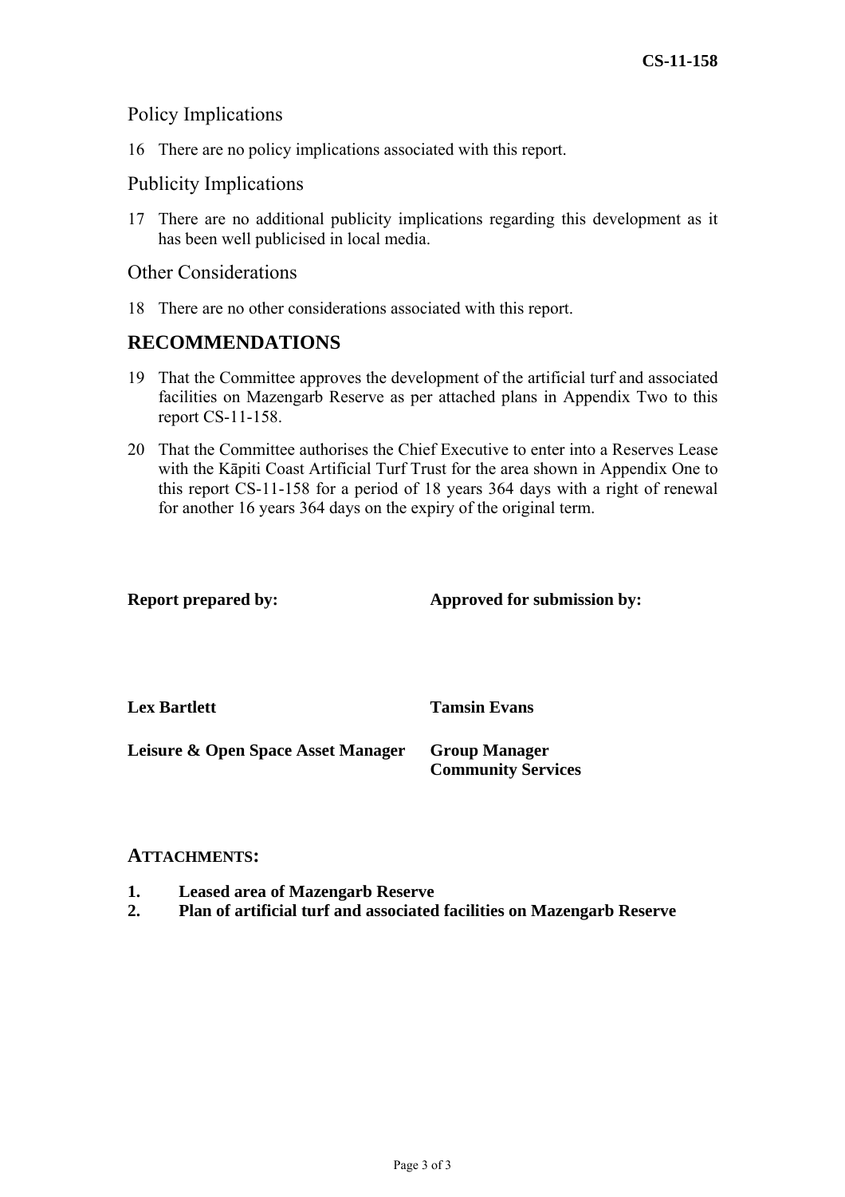## Policy Implications

16 There are no policy implications associated with this report.

## Publicity Implications

17 There are no additional publicity implications regarding this development as it has been well publicised in local media.

## Other Considerations

18 There are no other considerations associated with this report.

# RECOMMENDATIONS

19 That the Committee approves the development of the artificial turf and associated facilities on Mazengarb Reserve as per attached plans in Appendix Two to this report CS-11-158.

20 That the Committee authorises the Chief Executive to enter into a Reserves Lease with the Kāpiti Coast Artificial Turf Trust for the area shown in Appendix One to this report CS-11-158 for a period of 18 years 364 days with a right of renewal for another 16 years 364 days on the expiry of the original term.

| | |
|---|---|
| **Report prepared by:** | **Approved for submission by:** |
| **Lex Bartlett** | **Tamsin Evans** |
| **Leisure & Open Space Asset Manager** | **Group Manager Community Services** |

## ATTACHMENTS:

1. **Leased area of Mazengarb Reserve**
2. **Plan of artificial turf and associated facilities on Mazengarb Reserve**